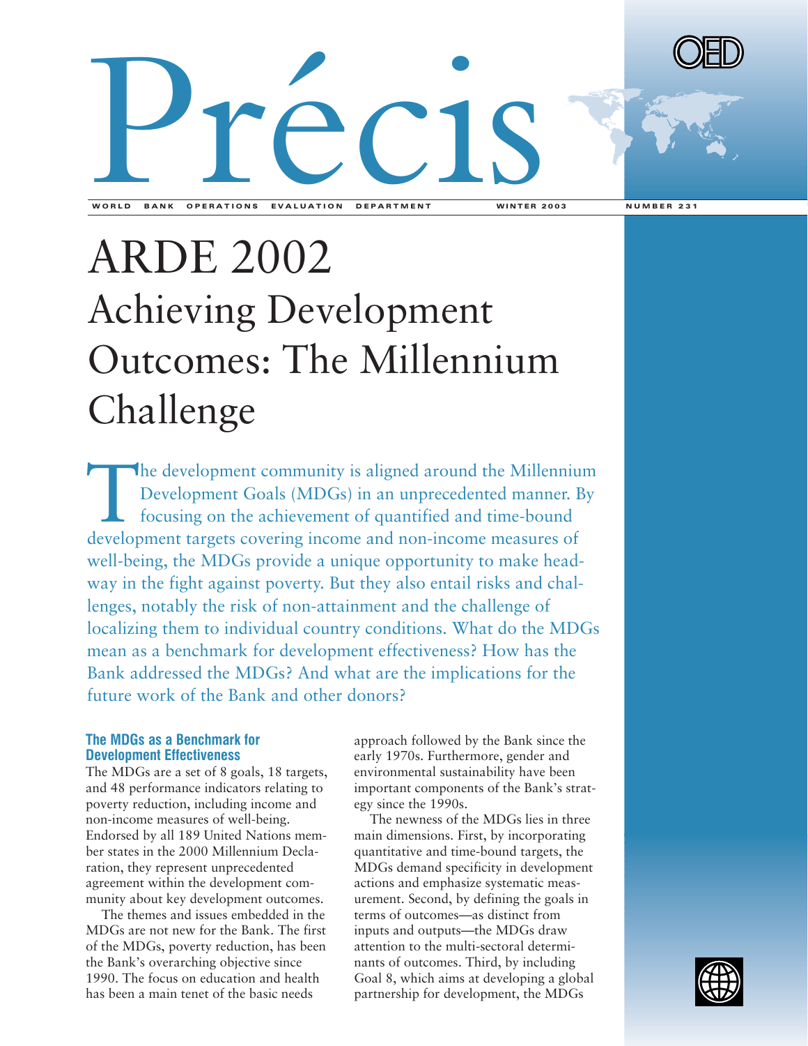# Précis

WORLD BANK OPERATIONS EVALUATION DEPARTMENT — WINTER 2003 — NUMBER 231

# ARDE 2002

## Achieving Development Outcomes: The Millennium Challenge

The development community is aligned around the Millennium Development Goals (MDGs) in an unprecedented manner. By focusing on the achievement of quantified and time-bound development targets covering income and non-income measures of well-being, the MDGs provide a unique opportunity to make headway in the fight against poverty. But they also entail risks and challenges, notably the risk of non-attainment and the challenge of localizing them to individual country conditions. What do the MDGs mean as a benchmark for development effectiveness? How has the Bank addressed the MDGs? And what are the implications for the future work of the Bank and other donors?

### The MDGs as a Benchmark for Development Effectiveness

The MDGs are a set of 8 goals, 18 targets, and 48 performance indicators relating to poverty reduction, including income and non-income measures of well-being. Endorsed by all 189 United Nations member states in the 2000 Millennium Declaration, they represent unprecedented agreement within the development community about key development outcomes.

The themes and issues embedded in the MDGs are not new for the Bank. The first of the MDGs, poverty reduction, has been the Bank's overarching objective since 1990. The focus on education and health has been a main tenet of the basic needs approach followed by the Bank since the early 1970s. Furthermore, gender and environmental sustainability have been important components of the Bank's strategy since the 1990s.

The newness of the MDGs lies in three main dimensions. First, by incorporating quantitative and time-bound targets, the MDGs demand specificity in development actions and emphasize systematic measurement. Second, by defining the goals in terms of outcomes—as distinct from inputs and outputs—the MDGs draw attention to the multi-sectoral determinants of outcomes. Third, by including Goal 8, which aims at developing a global partnership for development, the MDGs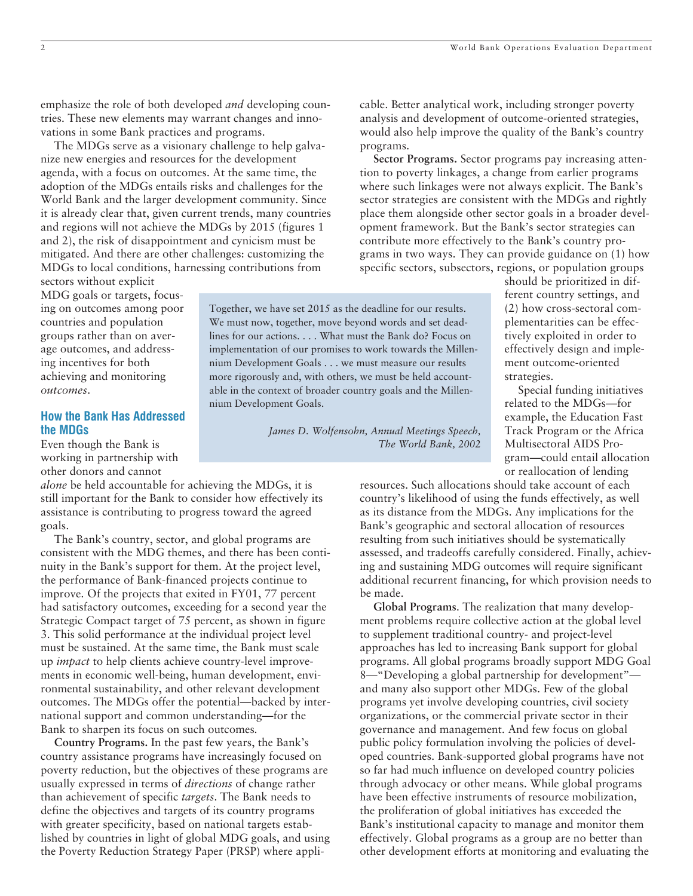emphasize the role of both developed *and* developing countries. These new elements may warrant changes and innovations in some Bank practices and programs.

The MDGs serve as a visionary challenge to help galvanize new energies and resources for the development agenda, with a focus on outcomes. At the same time, the adoption of the MDGs entails risks and challenges for the World Bank and the larger development community. Since it is already clear that, given current trends, many countries and regions will not achieve the MDGs by 2015 (figures 1 and 2), the risk of disappointment and cynicism must be mitigated. And there are other challenges: customizing the MDGs to local conditions, harnessing contributions from sectors without explicit MDG goals or targets, focusing on outcomes among poor countries and population groups rather than on average outcomes, and addressing incentives for both achieving and monitoring *outcomes*.

> Together, we have set 2015 as the deadline for our results. We must now, together, move beyond words and set deadlines for our actions. . . . What must the Bank do? Focus on implementation of our promises to work towards the Millennium Development Goals . . . we must measure our results more rigorously and, with others, we must be held accountable in the context of broader country goals and the Millennium Development Goals.
>
> *James D. Wolfensohn, Annual Meetings Speech, The World Bank, 2002*

## How the Bank Has Addressed the MDGs

Even though the Bank is working in partnership with other donors and cannot *alone* be held accountable for achieving the MDGs, it is still important for the Bank to consider how effectively its assistance is contributing to progress toward the agreed goals.

The Bank's country, sector, and global programs are consistent with the MDG themes, and there has been continuity in the Bank's support for them. At the project level, the performance of Bank-financed projects continue to improve. Of the projects that exited in FY01, 77 percent had satisfactory outcomes, exceeding for a second year the Strategic Compact target of 75 percent, as shown in figure 3. This solid performance at the individual project level must be sustained. At the same time, the Bank must scale up *impact* to help clients achieve country-level improvements in economic well-being, human development, environmental sustainability, and other relevant development outcomes. The MDGs offer the potential—backed by international support and common understanding—for the Bank to sharpen its focus on such outcomes.

**Country Programs.** In the past few years, the Bank's country assistance programs have increasingly focused on poverty reduction, but the objectives of these programs are usually expressed in terms of *directions* of change rather than achievement of specific *targets*. The Bank needs to define the objectives and targets of its country programs with greater specificity, based on national targets established by countries in light of global MDG goals, and using the Poverty Reduction Strategy Paper (PRSP) where applicable. Better analytical work, including stronger poverty analysis and development of outcome-oriented strategies, would also help improve the quality of the Bank's country programs.

**Sector Programs.** Sector programs pay increasing attention to poverty linkages, a change from earlier programs where such linkages were not always explicit. The Bank's sector strategies are consistent with the MDGs and rightly place them alongside other sector goals in a broader development framework. But the Bank's sector strategies can contribute more effectively to the Bank's country programs in two ways. They can provide guidance on (1) how specific sectors, subsectors, regions, or population groups should be prioritized in different country settings, and (2) how cross-sectoral complementarities can be effectively exploited in order to effectively design and implement outcome-oriented strategies.

Special funding initiatives related to the MDGs—for example, the Education Fast Track Program or the Africa Multisectoral AIDS Program—could entail allocation or reallocation of lending resources. Such allocations should take account of each country's likelihood of using the funds effectively, as well as its distance from the MDGs. Any implications for the Bank's geographic and sectoral allocation of resources resulting from such initiatives should be systematically assessed, and tradeoffs carefully considered. Finally, achieving and sustaining MDG outcomes will require significant additional recurrent financing, for which provision needs to be made.

**Global Programs**. The realization that many development problems require collective action at the global level to supplement traditional country- and project-level approaches has led to increasing Bank support for global programs. All global programs broadly support MDG Goal 8—"Developing a global partnership for development"—and many also support other MDGs. Few of the global programs yet involve developing countries, civil society organizations, or the commercial private sector in their governance and management. And few focus on global public policy formulation involving the policies of developed countries. Bank-supported global programs have not so far had much influence on developed country policies through advocacy or other means. While global programs have been effective instruments of resource mobilization, the proliferation of global initiatives has exceeded the Bank's institutional capacity to manage and monitor them effectively. Global programs as a group are no better than other development efforts at monitoring and evaluating the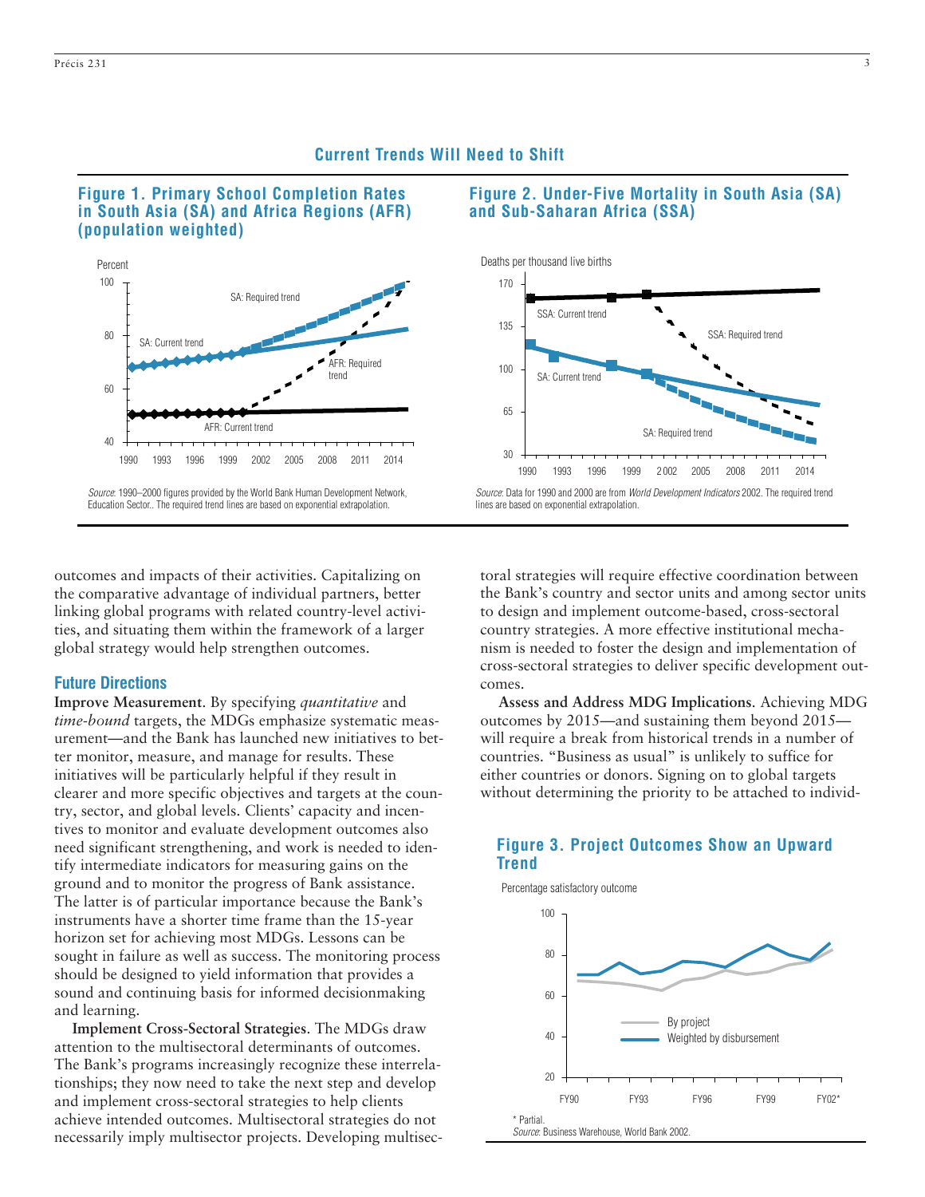## Current Trends Will Need to Shift

### Figure 1. Primary School Completion Rates in South Asia (SA) and Africa Regions (AFR) (population weighted)

*Source*: 1990–2000 figures provided by the World Bank Human Development Network, Education Sector.. The required trend lines are based on exponential extrapolation.

### Figure 2. Under-Five Mortality in South Asia (SA) and Sub-Saharan Africa (SSA)

*Source*: Data for 1990 and 2000 are from *World Development Indicators* 2002. The required trend lines are based on exponential extrapolation.

outcomes and impacts of their activities. Capitalizing on the comparative advantage of individual partners, better linking global programs with related country-level activities, and situating them within the framework of a larger global strategy would help strengthen outcomes.

### Future Directions

**Improve Measurement**. By specifying *quantitative* and *time-bound* targets, the MDGs emphasize systematic measurement—and the Bank has launched new initiatives to better monitor, measure, and manage for results. These initiatives will be particularly helpful if they result in clearer and more specific objectives and targets at the country, sector, and global levels. Clients' capacity and incentives to monitor and evaluate development outcomes also need significant strengthening, and work is needed to identify intermediate indicators for measuring gains on the ground and to monitor the progress of Bank assistance. The latter is of particular importance because the Bank's instruments have a shorter time frame than the 15-year horizon set for achieving most MDGs. Lessons can be sought in failure as well as success. The monitoring process should be designed to yield information that provides a sound and continuing basis for informed decisionmaking and learning.

**Implement Cross-Sectoral Strategies**. The MDGs draw attention to the multisectoral determinants of outcomes. The Bank's programs increasingly recognize these interrelationships; they now need to take the next step and develop and implement cross-sectoral strategies to help clients achieve intended outcomes. Multisectoral strategies do not necessarily imply multisector projects. Developing multisectoral strategies will require effective coordination between the Bank's country and sector units and among sector units to design and implement outcome-based, cross-sectoral country strategies. A more effective institutional mechanism is needed to foster the design and implementation of cross-sectoral strategies to deliver specific development outcomes.

**Assess and Address MDG Implications**. Achieving MDG outcomes by 2015—and sustaining them beyond 2015—will require a break from historical trends in a number of countries. "Business as usual" is unlikely to suffice for either countries or donors. Signing on to global targets without determining the priority to be attached to individ-

### Figure 3. Project Outcomes Show an Upward Trend

\* Partial.
*Source*: Business Warehouse, World Bank 2002.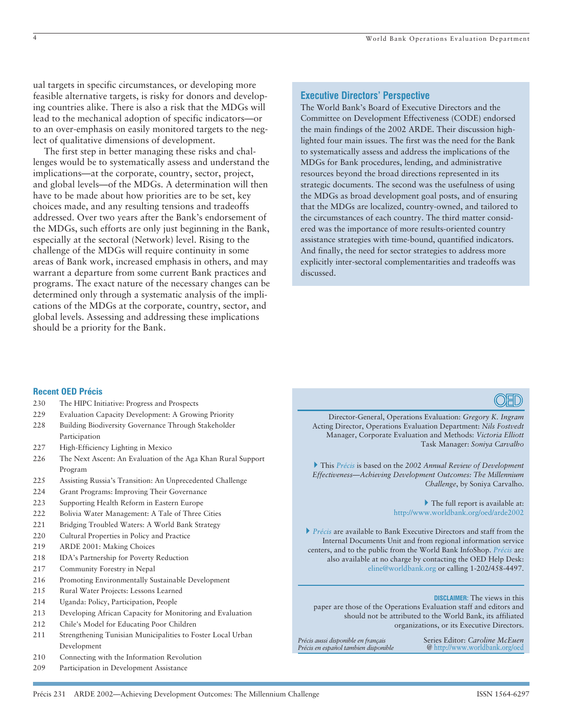ual targets in specific circumstances, or developing more feasible alternative targets, is risky for donors and developing countries alike. There is also a risk that the MDGs will lead to the mechanical adoption of specific indicators—or to an over-emphasis on easily monitored targets to the neglect of qualitative dimensions of development.

The first step in better managing these risks and challenges would be to systematically assess and understand the implications—at the corporate, country, sector, project, and global levels—of the MDGs. A determination will then have to be made about how priorities are to be set, key choices made, and any resulting tensions and tradeoffs addressed. Over two years after the Bank's endorsement of the MDGs, such efforts are only just beginning in the Bank, especially at the sectoral (Network) level. Rising to the challenge of the MDGs will require continuity in some areas of Bank work, increased emphasis in others, and may warrant a departure from some current Bank practices and programs. The exact nature of the necessary changes can be determined only through a systematic analysis of the implications of the MDGs at the corporate, country, sector, and global levels. Assessing and addressing these implications should be a priority for the Bank.

## Executive Directors' Perspective

The World Bank's Board of Executive Directors and the Committee on Development Effectiveness (CODE) endorsed the main findings of the 2002 ARDE. Their discussion highlighted four main issues. The first was the need for the Bank to systematically assess and address the implications of the MDGs for Bank procedures, lending, and administrative resources beyond the broad directions represented in its strategic documents. The second was the usefulness of using the MDGs as broad development goal posts, and of ensuring that the MDGs are localized, country-owned, and tailored to the circumstances of each country. The third matter considered was the importance of more results-oriented country assistance strategies with time-bound, quantified indicators. And finally, the need for sector strategies to address more explicitly inter-sectoral complementarities and tradeoffs was discussed.

## Recent OED Précis

- 230 The HIPC Initiative: Progress and Prospects
- 229 Evaluation Capacity Development: A Growing Priority
- 228 Building Biodiversity Governance Through Stakeholder Participation
- 227 High-Efficiency Lighting in Mexico
- 226 The Next Ascent: An Evaluation of the Aga Khan Rural Support Program
- 225 Assisting Russia's Transition: An Unprecedented Challenge
- 224 Grant Programs: Improving Their Governance
- 223 Supporting Health Reform in Eastern Europe
- 222 Bolivia Water Management: A Tale of Three Cities
- 221 Bridging Troubled Waters: A World Bank Strategy
- 220 Cultural Properties in Policy and Practice
- 219 ARDE 2001: Making Choices
- 218 IDA's Partnership for Poverty Reduction
- 217 Community Forestry in Nepal
- 216 Promoting Environmentally Sustainable Development
- 215 Rural Water Projects: Lessons Learned
- 214 Uganda: Policy, Participation, People
- 213 Developing African Capacity for Monitoring and Evaluation
- 212 Chile's Model for Educating Poor Children
- 211 Strengthening Tunisian Municipalities to Foster Local Urban Development
- 210 Connecting with the Information Revolution
- 209 Participation in Development Assistance

OED

Director-General, Operations Evaluation: *Gregory K. Ingram*
Acting Director, Operations Evaluation Department: *Nils Fostvedt*
Manager, Corporate Evaluation and Methods: *Victoria Elliott*
Task Manager: *Soniya Carvalho*

This *Précis* is based on the *2002 Annual Review of Development Effectiveness—Achieving Development Outcomes: The Millennium Challenge*, by Soniya Carvalho.

The full report is available at: http://www.worldbank.org/oed/arde2002

*Précis* are available to Bank Executive Directors and staff from the Internal Documents Unit and from regional information service centers, and to the public from the World Bank InfoShop. *Précis* are also available at no charge by contacting the OED Help Desk: eline@worldbank.org or calling 1-202/458-4497.

**DISCLAIMER:** The views in this paper are those of the Operations Evaluation staff and editors and should not be attributed to the World Bank, its affiliated organizations, or its Executive Directors.

*Précis aussi disponible en français*
*Précis en español tambien disponible*

Series Editor: *Caroline McEuen*
@ http://www.worldbank.org/oed

Précis 231 ARDE 2002—Achieving Development Outcomes: The Millennium Challenge ISSN 1564-6297